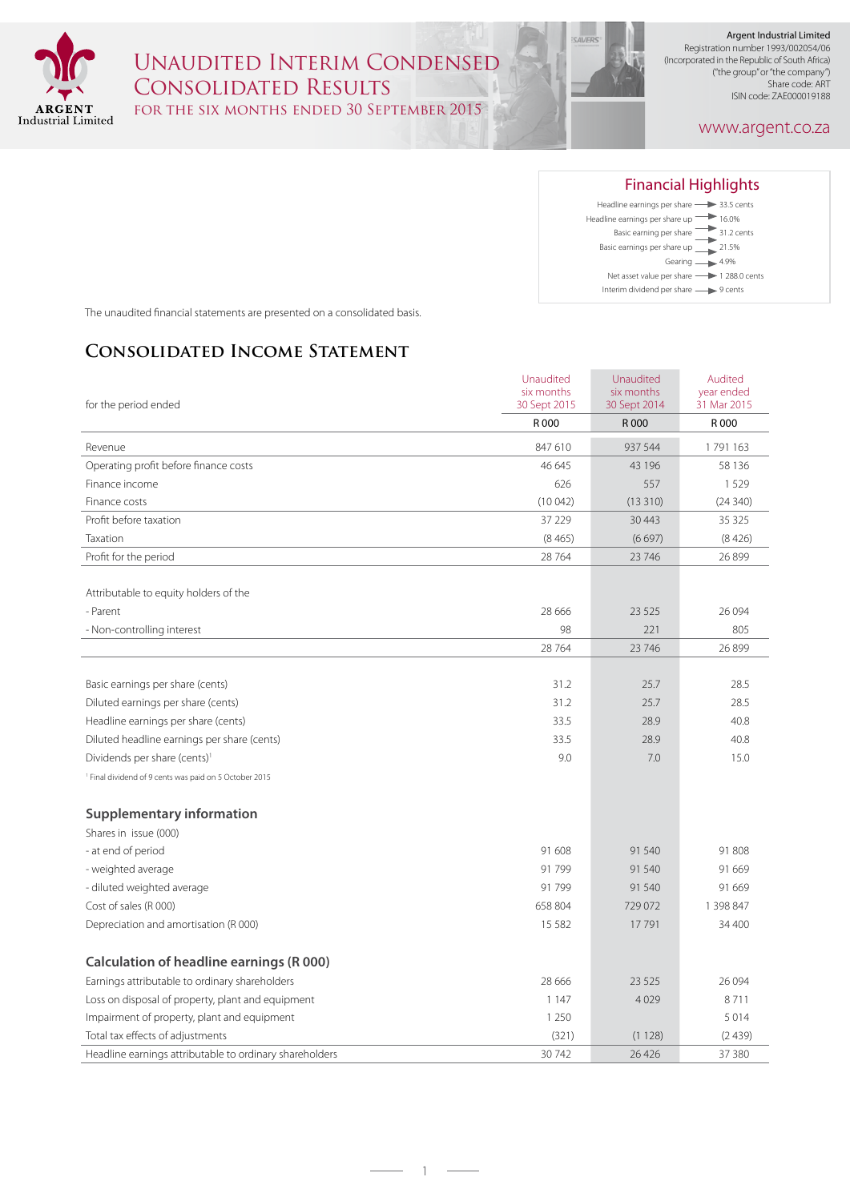# Unaudited Interim Condensed Consolidated Results

## For the six months ended 30 September 2015

**Argent Industrial Limited**
Registration number 1993/002054/06
(Incorporated in the Republic of South Africa)
("the group" or "the company")
Share code: ART
ISIN code: ZAE000019188

www.argent.co.za

## Financial Highlights

| | |
|---|---|
| Headline earnings per share | 33.5 cents |
| Headline earnings per share up | 16.0% |
| Basic earning per share | 31.2 cents |
| Basic earnings per share up | 21.5% |
| Gearing | 4.9% |
| Net asset value per share | 1 288.0 cents |
| Interim dividend per share | 9 cents |

The unaudited financial statements are presented on a consolidated basis.

## Consolidated Income Statement

| for the period ended | Unaudited six months 30 Sept 2015 | Unaudited six months 30 Sept 2014 | Audited year ended 31 Mar 2015 |
|---|---|---|---|
| | R 000 | R 000 | R 000 |
| Revenue | 847 610 | 937 544 | 1 791 163 |
| Operating profit before finance costs | 46 645 | 43 196 | 58 136 |
| Finance income | 626 | 557 | 1 529 |
| Finance costs | (10 042) | (13 310) | (24 340) |
| Profit before taxation | 37 229 | 30 443 | 35 325 |
| Taxation | (8 465) | (6 697) | (8 426) |
| Profit for the period | 28 764 | 23 746 | 26 899 |
| | | | |
| Attributable to equity holders of the | | | |
| - Parent | 28 666 | 23 525 | 26 094 |
| - Non-controlling interest | 98 | 221 | 805 |
| | 28 764 | 23 746 | 26 899 |
| | | | |
| Basic earnings per share (cents) | 31.2 | 25.7 | 28.5 |
| Diluted earnings per share (cents) | 31.2 | 25.7 | 28.5 |
| Headline earnings per share (cents) | 33.5 | 28.9 | 40.8 |
| Diluted headline earnings per share (cents) | 33.5 | 28.9 | 40.8 |
| Dividends per share (cents)[1] | 9.0 | 7.0 | 15.0 |

[1] Final dividend of 9 cents was paid on 5 October 2015

### Supplementary information

| | | | |
|---|---|---|---|
| Shares in issue (000) | | | |
| - at end of period | 91 608 | 91 540 | 91 808 |
| - weighted average | 91 799 | 91 540 | 91 669 |
| - diluted weighted average | 91 799 | 91 540 | 91 669 |
| Cost of sales (R 000) | 658 804 | 729 072 | 1 398 847 |
| Depreciation and amortisation (R 000) | 15 582 | 17 791 | 34 400 |

### Calculation of headline earnings (R 000)

| | | | |
|---|---|---|---|
| Earnings attributable to ordinary shareholders | 28 666 | 23 525 | 26 094 |
| Loss on disposal of property, plant and equipment | 1 147 | 4 029 | 8 711 |
| Impairment of property, plant and equipment | 1 250 | | 5 014 |
| Total tax effects of adjustments | (321) | (1 128) | (2 439) |
| Headline earnings attributable to ordinary shareholders | 30 742 | 26 426 | 37 380 |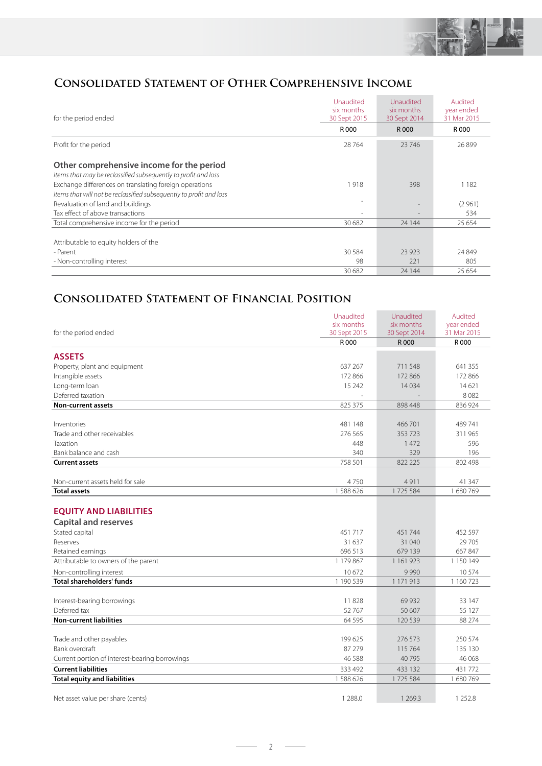## Consolidated Statement of Other Comprehensive Income

| for the period ended | Unaudited six months 30 Sept 2015 | Unaudited six months 30 Sept 2014 | Audited year ended 31 Mar 2015 |
|---|---|---|---|
| | R 000 | R 000 | R 000 |
| Profit for the period | 28 764 | 23 746 | 26 899 |
| **Other comprehensive income for the period** | | | |
| *Items that may be reclassified subsequently to profit and loss* | | | |
| Exchange differences on translating foreign operations | 1 918 | 398 | 1 182 |
| *Items that will not be reclassified subsequently to profit and loss* | | | |
| Revaluation of land and buildings | - | - | (2 961) |
| Tax effect of above transactions | - | - | 534 |
| Total comprehensive income for the period | 30 682 | 24 144 | 25 654 |
| Attributable to equity holders of the | | | |
| - Parent | 30 584 | 23 923 | 24 849 |
| - Non-controlling interest | 98 | 221 | 805 |
| | 30 682 | 24 144 | 25 654 |

## Consolidated Statement of Financial Position

| for the period ended | Unaudited six months 30 Sept 2015 | Unaudited six months 30 Sept 2014 | Audited year ended 31 Mar 2015 |
|---|---|---|---|
| | R 000 | R 000 | R 000 |
| **ASSETS** | | | |
| Property, plant and equipment | 637 267 | 711 548 | 641 355 |
| Intangible assets | 172 866 | 172 866 | 172 866 |
| Long-term loan | 15 242 | 14 034 | 14 621 |
| Deferred taxation | - | - | 8 082 |
| **Non-current assets** | 825 375 | 898 448 | 836 924 |
| Inventories | 481 148 | 466 701 | 489 741 |
| Trade and other receivables | 276 565 | 353 723 | 311 965 |
| Taxation | 448 | 1 472 | 596 |
| Bank balance and cash | 340 | 329 | 196 |
| **Current assets** | 758 501 | 822 225 | 802 498 |
| Non-current assets held for sale | 4 750 | 4 911 | 41 347 |
| **Total assets** | 1 588 626 | 1 725 584 | 1 680 769 |
| **EQUITY AND LIABILITIES** | | | |
| **Capital and reserves** | | | |
| Stated capital | 451 717 | 451 744 | 452 597 |
| Reserves | 31 637 | 31 040 | 29 705 |
| Retained earnings | 696 513 | 679 139 | 667 847 |
| Attributable to owners of the parent | 1 179 867 | 1 161 923 | 1 150 149 |
| Non-controlling interest | 10 672 | 9 990 | 10 574 |
| **Total shareholders' funds** | 1 190 539 | 1 171 913 | 1 160 723 |
| Interest-bearing borrowings | 11 828 | 69 932 | 33 147 |
| Deferred tax | 52 767 | 50 607 | 55 127 |
| **Non-current liabilities** | 64 595 | 120 539 | 88 274 |
| Trade and other payables | 199 625 | 276 573 | 250 574 |
| Bank overdraft | 87 279 | 115 764 | 135 130 |
| Current portion of interest-bearing borrowings | 46 588 | 40 795 | 46 068 |
| **Current liabilities** | 333 492 | 433 132 | 431 772 |
| **Total equity and liabilities** | 1 588 626 | 1 725 584 | 1 680 769 |
| Net asset value per share (cents) | 1 288.0 | 1 269.3 | 1 252.8 |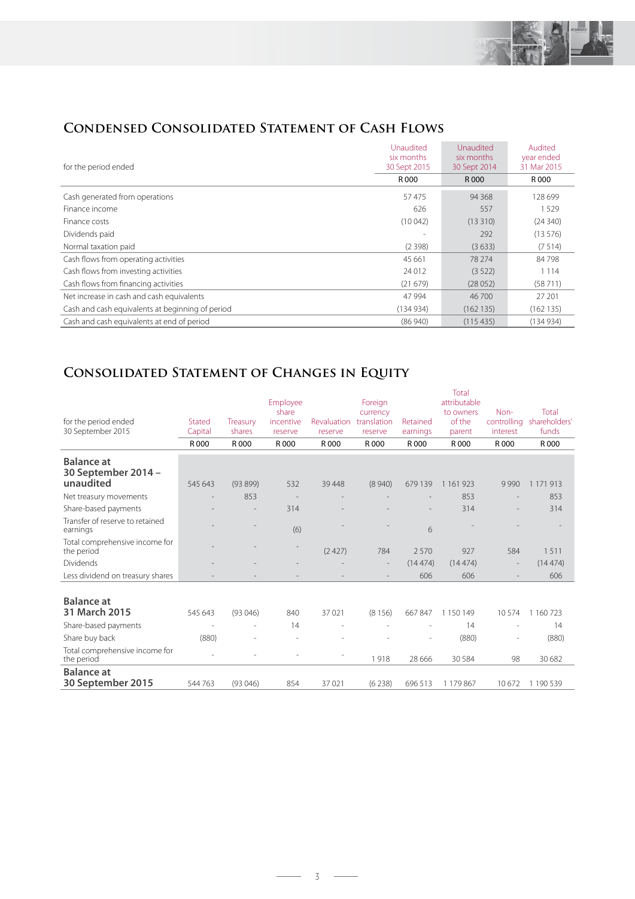## Condensed Consolidated Statement of Cash Flows

| for the period ended | Unaudited six months 30 Sept 2015 | Unaudited six months 30 Sept 2014 | Audited year ended 31 Mar 2015 |
|---|---|---|---|
| | R 000 | R 000 | R 000 |
| Cash generated from operations | 57 475 | 94 368 | 128 699 |
| Finance income | 626 | 557 | 1 529 |
| Finance costs | (10 042) | (13 310) | (24 340) |
| Dividends paid | - | 292 | (13 576) |
| Normal taxation paid | (2 398) | (3 633) | (7 514) |
| Cash flows from operating activities | 45 661 | 78 274 | 84 798 |
| Cash flows from investing activities | 24 012 | (3 522) | 1 114 |
| Cash flows from financing activities | (21 679) | (28 052) | (58 711) |
| Net increase in cash and cash equivalents | 47 994 | 46 700 | 27 201 |
| Cash and cash equivalents at beginning of period | (134 934) | (162 135) | (162 135) |
| Cash and cash equivalents at end of period | (86 940) | (115 435) | (134 934) |

## Consolidated Statement of Changes in Equity

| for the period ended 30 September 2015 | Stated Capital | Treasury shares | Employee share incentive reserve | Revaluation reserve | Foreign currency translation reserve | Retained earnings | Total attributable to owners of the parent | Non-controlling interest | Total shareholders' funds |
|---|---|---|---|---|---|---|---|---|---|
| | R 000 | R 000 | R 000 | R 000 | R 000 | R 000 | R 000 | R 000 | R 000 |
| **Balance at 30 September 2014 – unaudited** | 545 643 | (93 899) | 532 | 39 448 | (8 940) | 679 139 | 1 161 923 | 9 990 | 1 171 913 |
| Net treasury movements | - | 853 | - | - | - | - | 853 | - | 853 |
| Share-based payments | - | - | 314 | - | - | - | 314 | - | 314 |
| Transfer of reserve to retained earnings | - | - | (6) | - | - | 6 | - | - | - |
| Total comprehensive income for the period | - | - | - | (2 427) | 784 | 2 570 | 927 | 584 | 1 511 |
| Dividends | - | - | - | - | - | (14 474) | (14 474) | - | (14 474) |
| Less dividend on treasury shares | - | - | - | - | - | 606 | 606 | - | 606 |
| **Balance at 31 March 2015** | 545 643 | (93 046) | 840 | 37 021 | (8 156) | 667 847 | 1 150 149 | 10 574 | 1 160 723 |
| Share-based payments | - | - | 14 | - | - | - | 14 | - | 14 |
| Share buy back | (880) | - | - | - | - | - | (880) | - | (880) |
| Total comprehensive income for the period | - | - | - | - | 1 918 | 28 666 | 30 584 | 98 | 30 682 |
| **Balance at 30 September 2015** | 544 763 | (93 046) | 854 | 37 021 | (6 238) | 696 513 | 1 179 867 | 10 672 | 1 190 539 |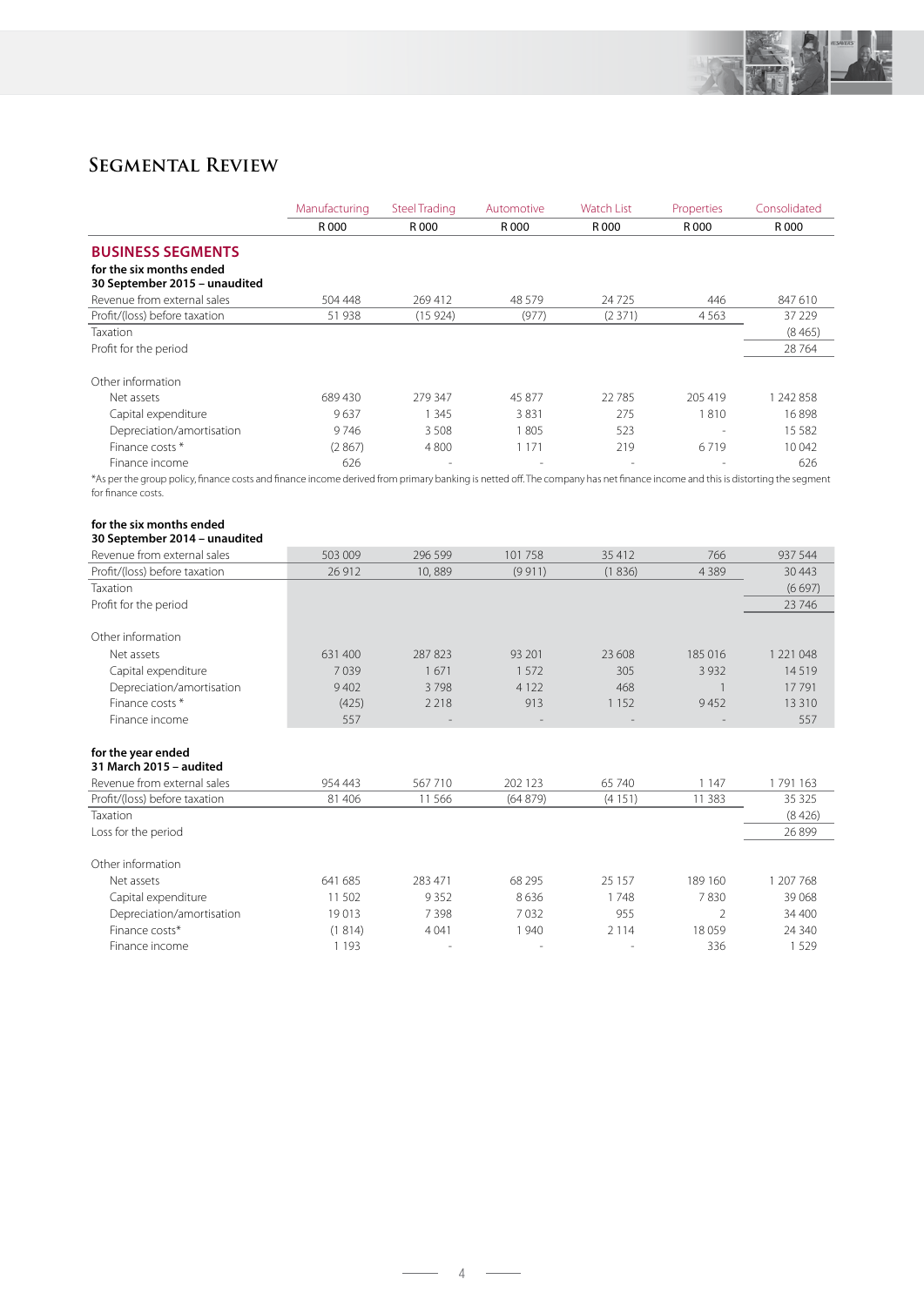# Segmental Review

| | Manufacturing | Steel Trading | Automotive | Watch List | Properties | Consolidated |
|---|---|---|---|---|---|---|
| | R 000 | R 000 | R 000 | R 000 | R 000 | R 000 |
| **BUSINESS SEGMENTS** | | | | | | |
| **for the six months ended 30 September 2015 – unaudited** | | | | | | |
| Revenue from external sales | 504 448 | 269 412 | 48 579 | 24 725 | 446 | 847 610 |
| Profit/(loss) before taxation | 51 938 | (15 924) | (977) | (2 371) | 4 563 | 37 229 |
| Taxation | | | | | | (8 465) |
| Profit for the period | | | | | | 28 764 |
| Other information | | | | | | |
| Net assets | 689 430 | 279 347 | 45 877 | 22 785 | 205 419 | 1 242 858 |
| Capital expenditure | 9 637 | 1 345 | 3 831 | 275 | 1 810 | 16 898 |
| Depreciation/amortisation | 9 746 | 3 508 | 1 805 | 523 | - | 15 582 |
| Finance costs * | (2 867) | 4 800 | 1 171 | 219 | 6 719 | 10 042 |
| Finance income | 626 | - | - | - | - | 626 |

*As per the group policy, finance costs and finance income derived from primary banking is netted off. The company has net finance income and this is distorting the segment for finance costs.

| | Manufacturing | Steel Trading | Automotive | Watch List | Properties | Consolidated |
|---|---|---|---|---|---|---|
| **for the six months ended 30 September 2014 – unaudited** | | | | | | |
| Revenue from external sales | 503 009 | 296 599 | 101 758 | 35 412 | 766 | 937 544 |
| Profit/(loss) before taxation | 26 912 | 10, 889 | (9 911) | (1 836) | 4 389 | 30 443 |
| Taxation | | | | | | (6 697) |
| Profit for the period | | | | | | 23 746 |
| Other information | | | | | | |
| Net assets | 631 400 | 287 823 | 93 201 | 23 608 | 185 016 | 1 221 048 |
| Capital expenditure | 7 039 | 1 671 | 1 572 | 305 | 3 932 | 14 519 |
| Depreciation/amortisation | 9 402 | 3 798 | 4 122 | 468 | 1 | 17 791 |
| Finance costs * | (425) | 2 218 | 913 | 1 152 | 9 452 | 13 310 |
| Finance income | 557 | - | - | - | - | 557 |
| **for the year ended 31 March 2015 – audited** | | | | | | |
| Revenue from external sales | 954 443 | 567 710 | 202 123 | 65 740 | 1 147 | 1 791 163 |
| Profit/(loss) before taxation | 81 406 | 11 566 | (64 879) | (4 151) | 11 383 | 35 325 |
| Taxation | | | | | | (8 426) |
| Loss for the period | | | | | | 26 899 |
| Other information | | | | | | |
| Net assets | 641 685 | 283 471 | 68 295 | 25 157 | 189 160 | 1 207 768 |
| Capital expenditure | 11 502 | 9 352 | 8 636 | 1 748 | 7 830 | 39 068 |
| Depreciation/amortisation | 19 013 | 7 398 | 7 032 | 955 | 2 | 34 400 |
| Finance costs* | (1 814) | 4 041 | 1 940 | 2 114 | 18 059 | 24 340 |
| Finance income | 1 193 | - | - | - | 336 | 1 529 |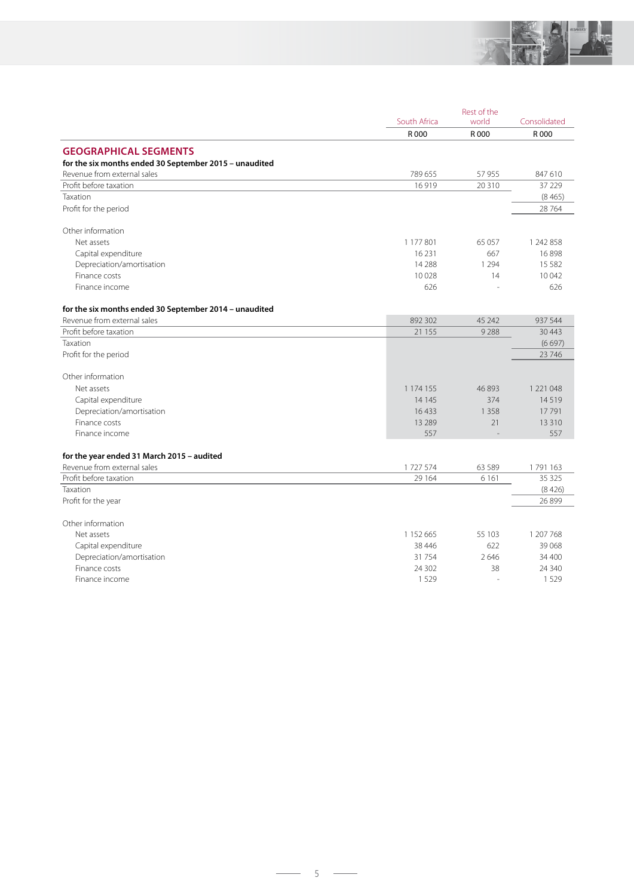## GEOGRAPHICAL SEGMENTS

| | South Africa | Rest of the world | Consolidated |
|---|---|---|---|
| | R 000 | R 000 | R 000 |
| **for the six months ended 30 September 2015 – unaudited** | | | |
| Revenue from external sales | 789 655 | 57 955 | 847 610 |
| Profit before taxation | 16 919 | 20 310 | 37 229 |
| Taxation | | | (8 465) |
| Profit for the period | | | 28 764 |
| Other information | | | |
| Net assets | 1 177 801 | 65 057 | 1 242 858 |
| Capital expenditure | 16 231 | 667 | 16 898 |
| Depreciation/amortisation | 14 288 | 1 294 | 15 582 |
| Finance costs | 10 028 | 14 | 10 042 |
| Finance income | 626 | - | 626 |
| **for the six months ended 30 September 2014 – unaudited** | | | |
| Revenue from external sales | 892 302 | 45 242 | 937 544 |
| Profit before taxation | 21 155 | 9 288 | 30 443 |
| Taxation | | | (6 697) |
| Profit for the period | | | 23 746 |
| Other information | | | |
| Net assets | 1 174 155 | 46 893 | 1 221 048 |
| Capital expenditure | 14 145 | 374 | 14 519 |
| Depreciation/amortisation | 16 433 | 1 358 | 17 791 |
| Finance costs | 13 289 | 21 | 13 310 |
| Finance income | 557 | - | 557 |
| **for the year ended 31 March 2015 – audited** | | | |
| Revenue from external sales | 1 727 574 | 63 589 | 1 791 163 |
| Profit before taxation | 29 164 | 6 161 | 35 325 |
| Taxation | | | (8 426) |
| Profit for the year | | | 26 899 |
| Other information | | | |
| Net assets | 1 152 665 | 55 103 | 1 207 768 |
| Capital expenditure | 38 446 | 622 | 39 068 |
| Depreciation/amortisation | 31 754 | 2 646 | 34 400 |
| Finance costs | 24 302 | 38 | 24 340 |
| Finance income | 1 529 | - | 1 529 |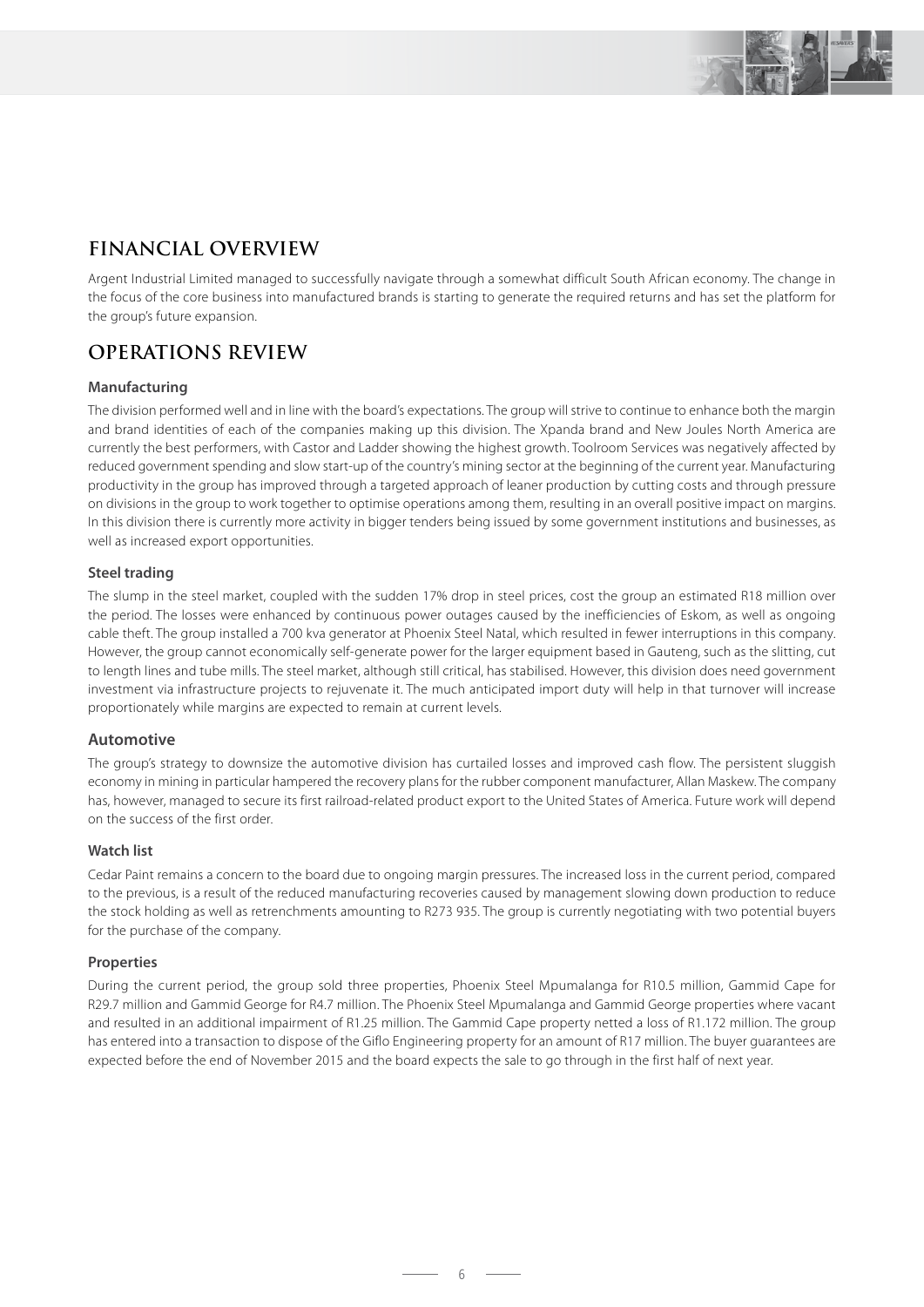## FINANCIAL OVERVIEW

Argent Industrial Limited managed to successfully navigate through a somewhat difficult South African economy. The change in the focus of the core business into manufactured brands is starting to generate the required returns and has set the platform for the group's future expansion.

## OPERATIONS REVIEW

### Manufacturing

The division performed well and in line with the board's expectations. The group will strive to continue to enhance both the margin and brand identities of each of the companies making up this division. The Xpanda brand and New Joules North America are currently the best performers, with Castor and Ladder showing the highest growth. Toolroom Services was negatively affected by reduced government spending and slow start-up of the country's mining sector at the beginning of the current year. Manufacturing productivity in the group has improved through a targeted approach of leaner production by cutting costs and through pressure on divisions in the group to work together to optimise operations among them, resulting in an overall positive impact on margins. In this division there is currently more activity in bigger tenders being issued by some government institutions and businesses, as well as increased export opportunities.

### Steel trading

The slump in the steel market, coupled with the sudden 17% drop in steel prices, cost the group an estimated R18 million over the period. The losses were enhanced by continuous power outages caused by the inefficiencies of Eskom, as well as ongoing cable theft. The group installed a 700 kva generator at Phoenix Steel Natal, which resulted in fewer interruptions in this company. However, the group cannot economically self-generate power for the larger equipment based in Gauteng, such as the slitting, cut to length lines and tube mills. The steel market, although still critical, has stabilised. However, this division does need government investment via infrastructure projects to rejuvenate it. The much anticipated import duty will help in that turnover will increase proportionately while margins are expected to remain at current levels.

### Automotive

The group's strategy to downsize the automotive division has curtailed losses and improved cash flow. The persistent sluggish economy in mining in particular hampered the recovery plans for the rubber component manufacturer, Allan Maskew. The company has, however, managed to secure its first railroad-related product export to the United States of America. Future work will depend on the success of the first order.

### Watch list

Cedar Paint remains a concern to the board due to ongoing margin pressures. The increased loss in the current period, compared to the previous, is a result of the reduced manufacturing recoveries caused by management slowing down production to reduce the stock holding as well as retrenchments amounting to R273 935. The group is currently negotiating with two potential buyers for the purchase of the company.

### Properties

During the current period, the group sold three properties, Phoenix Steel Mpumalanga for R10.5 million, Gammid Cape for R29.7 million and Gammid George for R4.7 million. The Phoenix Steel Mpumalanga and Gammid George properties where vacant and resulted in an additional impairment of R1.25 million. The Gammid Cape property netted a loss of R1.172 million. The group has entered into a transaction to dispose of the Giflo Engineering property for an amount of R17 million. The buyer guarantees are expected before the end of November 2015 and the board expects the sale to go through in the first half of next year.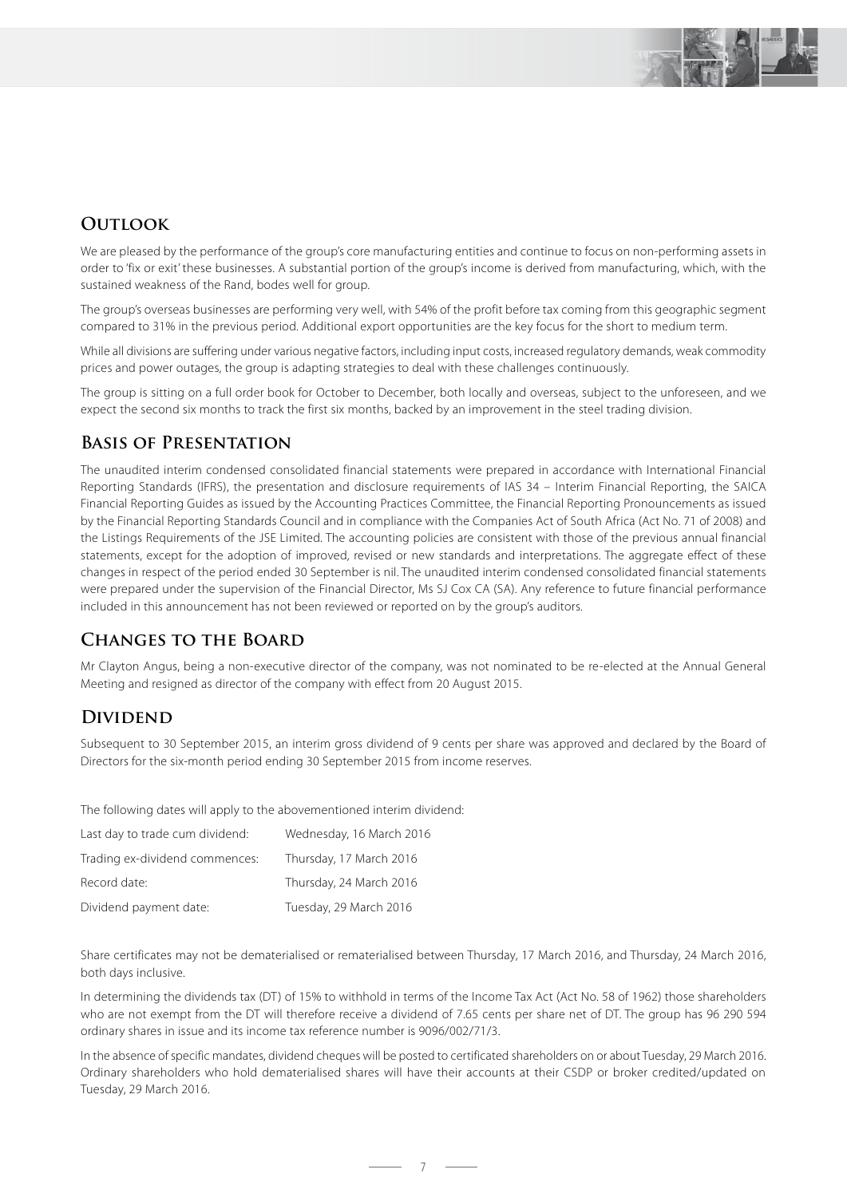## Outlook

We are pleased by the performance of the group's core manufacturing entities and continue to focus on non-performing assets in order to 'fix or exit' these businesses. A substantial portion of the group's income is derived from manufacturing, which, with the sustained weakness of the Rand, bodes well for group.

The group's overseas businesses are performing very well, with 54% of the profit before tax coming from this geographic segment compared to 31% in the previous period. Additional export opportunities are the key focus for the short to medium term.

While all divisions are suffering under various negative factors, including input costs, increased regulatory demands, weak commodity prices and power outages, the group is adapting strategies to deal with these challenges continuously.

The group is sitting on a full order book for October to December, both locally and overseas, subject to the unforeseen, and we expect the second six months to track the first six months, backed by an improvement in the steel trading division.

## Basis of Presentation

The unaudited interim condensed consolidated financial statements were prepared in accordance with International Financial Reporting Standards (IFRS), the presentation and disclosure requirements of IAS 34 – Interim Financial Reporting, the SAICA Financial Reporting Guides as issued by the Accounting Practices Committee, the Financial Reporting Pronouncements as issued by the Financial Reporting Standards Council and in compliance with the Companies Act of South Africa (Act No. 71 of 2008) and the Listings Requirements of the JSE Limited. The accounting policies are consistent with those of the previous annual financial statements, except for the adoption of improved, revised or new standards and interpretations. The aggregate effect of these changes in respect of the period ended 30 September is nil. The unaudited interim condensed consolidated financial statements were prepared under the supervision of the Financial Director, Ms SJ Cox CA (SA). Any reference to future financial performance included in this announcement has not been reviewed or reported on by the group's auditors.

## Changes to the Board

Mr Clayton Angus, being a non-executive director of the company, was not nominated to be re-elected at the Annual General Meeting and resigned as director of the company with effect from 20 August 2015.

## Dividend

Subsequent to 30 September 2015, an interim gross dividend of 9 cents per share was approved and declared by the Board of Directors for the six-month period ending 30 September 2015 from income reserves.

The following dates will apply to the abovementioned interim dividend:

| | |
|---|---|
| Last day to trade cum dividend: | Wednesday, 16 March 2016 |
| Trading ex-dividend commences: | Thursday, 17 March 2016 |
| Record date: | Thursday, 24 March 2016 |
| Dividend payment date: | Tuesday, 29 March 2016 |

Share certificates may not be dematerialised or rematerialised between Thursday, 17 March 2016, and Thursday, 24 March 2016, both days inclusive.

In determining the dividends tax (DT) of 15% to withhold in terms of the Income Tax Act (Act No. 58 of 1962) those shareholders who are not exempt from the DT will therefore receive a dividend of 7.65 cents per share net of DT. The group has 96 290 594 ordinary shares in issue and its income tax reference number is 9096/002/71/3.

In the absence of specific mandates, dividend cheques will be posted to certificated shareholders on or about Tuesday, 29 March 2016. Ordinary shareholders who hold dematerialised shares will have their accounts at their CSDP or broker credited/updated on Tuesday, 29 March 2016.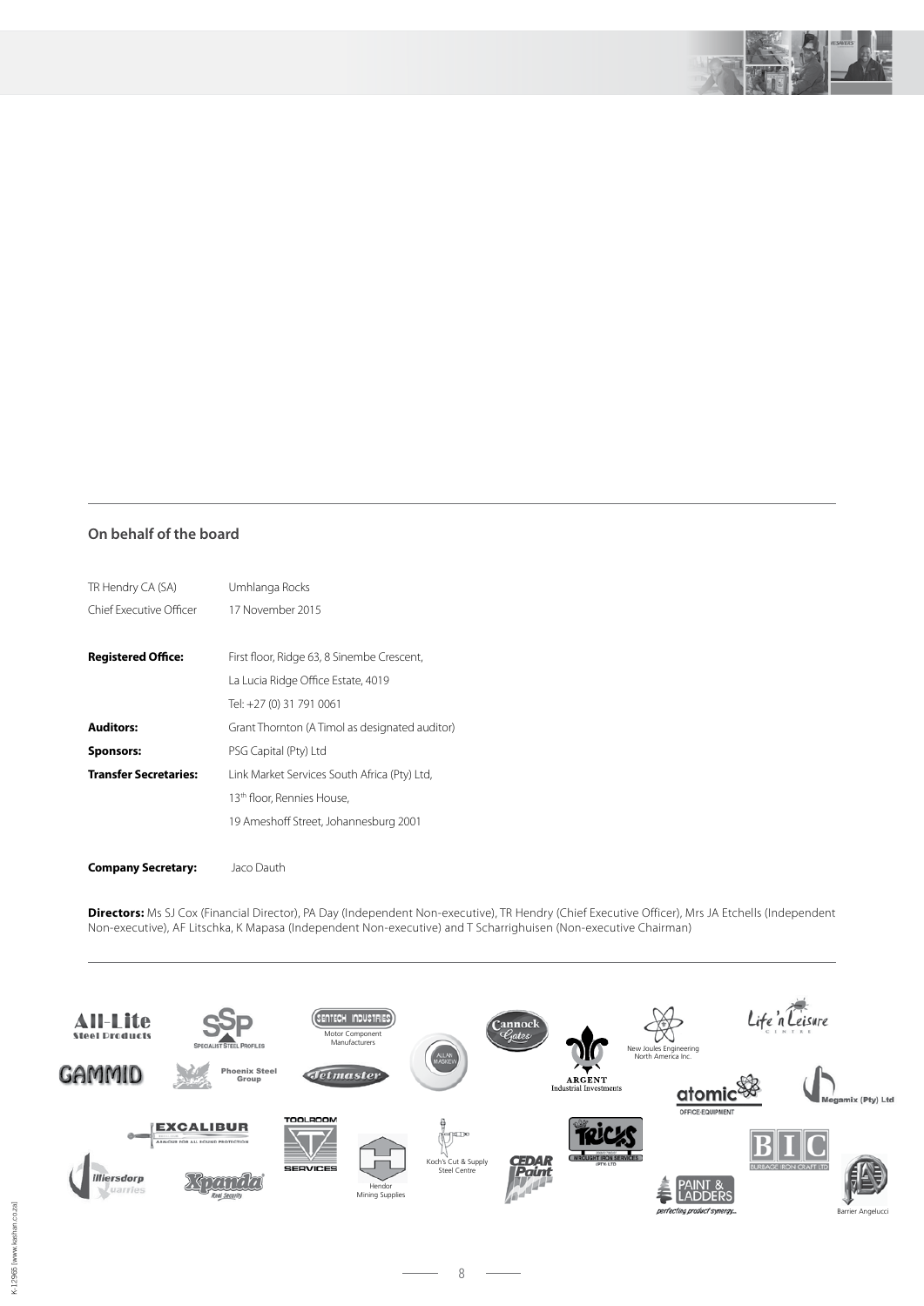## On behalf of the board

TR Hendry CA (SA)
Chief Executive Officer

Umhlanga Rocks
17 November 2015

**Registered Office:** First floor, Ridge 63, 8 Sinembe Crescent, La Lucia Ridge Office Estate, 4019
Tel: +27 (0) 31 791 0061

**Auditors:** Grant Thornton (A Timol as designated auditor)

**Sponsors:** PSG Capital (Pty) Ltd

**Transfer Secretaries:** Link Market Services South Africa (Pty) Ltd, 13th floor, Rennies House, 19 Ameshoff Street, Johannesburg 2001

**Company Secretary:** Jaco Dauth

**Directors:** Ms SJ Cox (Financial Director), PA Day (Independent Non-executive), TR Hendry (Chief Executive Officer), Mrs JA Etchells (Independent Non-executive), AF Litschka, K Mapasa (Independent Non-executive) and T Scharrighuisen (Non-executive Chairman)

All-Lite Steel Products
SSP Specialist Steel Profiles
Sentech Industries Motor Component Manufacturers
Allan Maskew
Cannock Gates
Argent Industrial Investments
New Joules Engineering North America Inc.
Life 'n Leisure Centre
Gammid
Phoenix Steel Group
Jetmaster
atomic Office-Equipment
Megamix (Pty) Ltd
Excalibur Armour for all round protection
Toolroom Services
Koch's Cut & Supply Steel Centre
Tricks Wrought Iron Services (Pty) Ltd
BIC Burbage Iron Craft Ltd
Villiersdorp Quarries
Xpanda Real Security
Hendor Mining Supplies
Cedar Paint
Paint & Ladders perfecting product synergy...
Barrier Angelucci